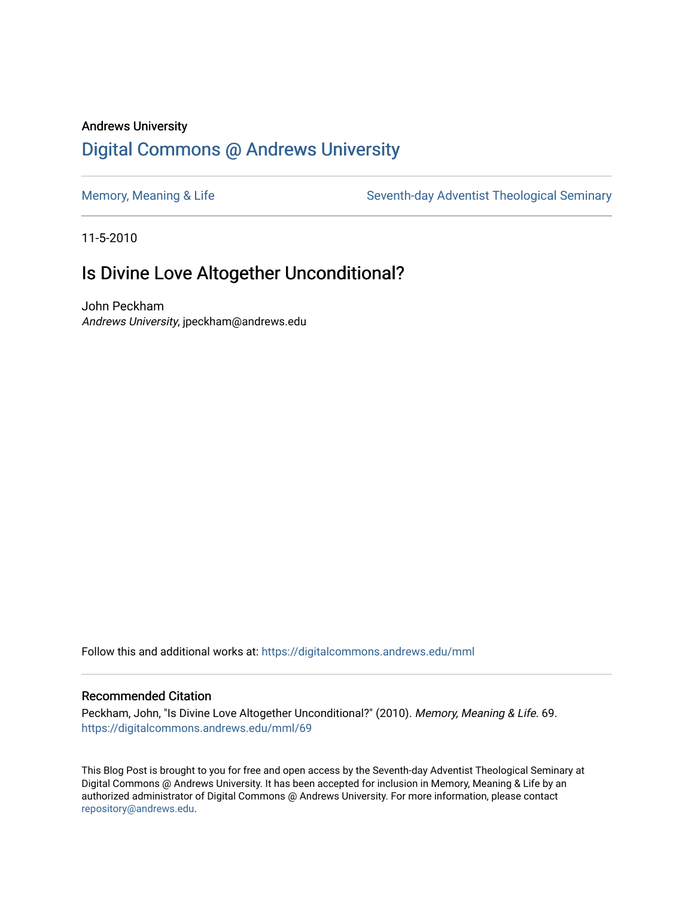Andrews University

# Digital Commons @ Andrews University

Memory, Meaning & Life | Seventh-day Adventist Theological Seminary

11-5-2010

## Is Divine Love Altogether Unconditional?

John Peckham

*Andrews University*, jpeckham@andrews.edu

Follow this and additional works at: https://digitalcommons.andrews.edu/mml

### Recommended Citation

Peckham, John, "Is Divine Love Altogether Unconditional?" (2010). *Memory, Meaning & Life*. 69.
https://digitalcommons.andrews.edu/mml/69

This Blog Post is brought to you for free and open access by the Seventh-day Adventist Theological Seminary at Digital Commons @ Andrews University. It has been accepted for inclusion in Memory, Meaning & Life by an authorized administrator of Digital Commons @ Andrews University. For more information, please contact repository@andrews.edu.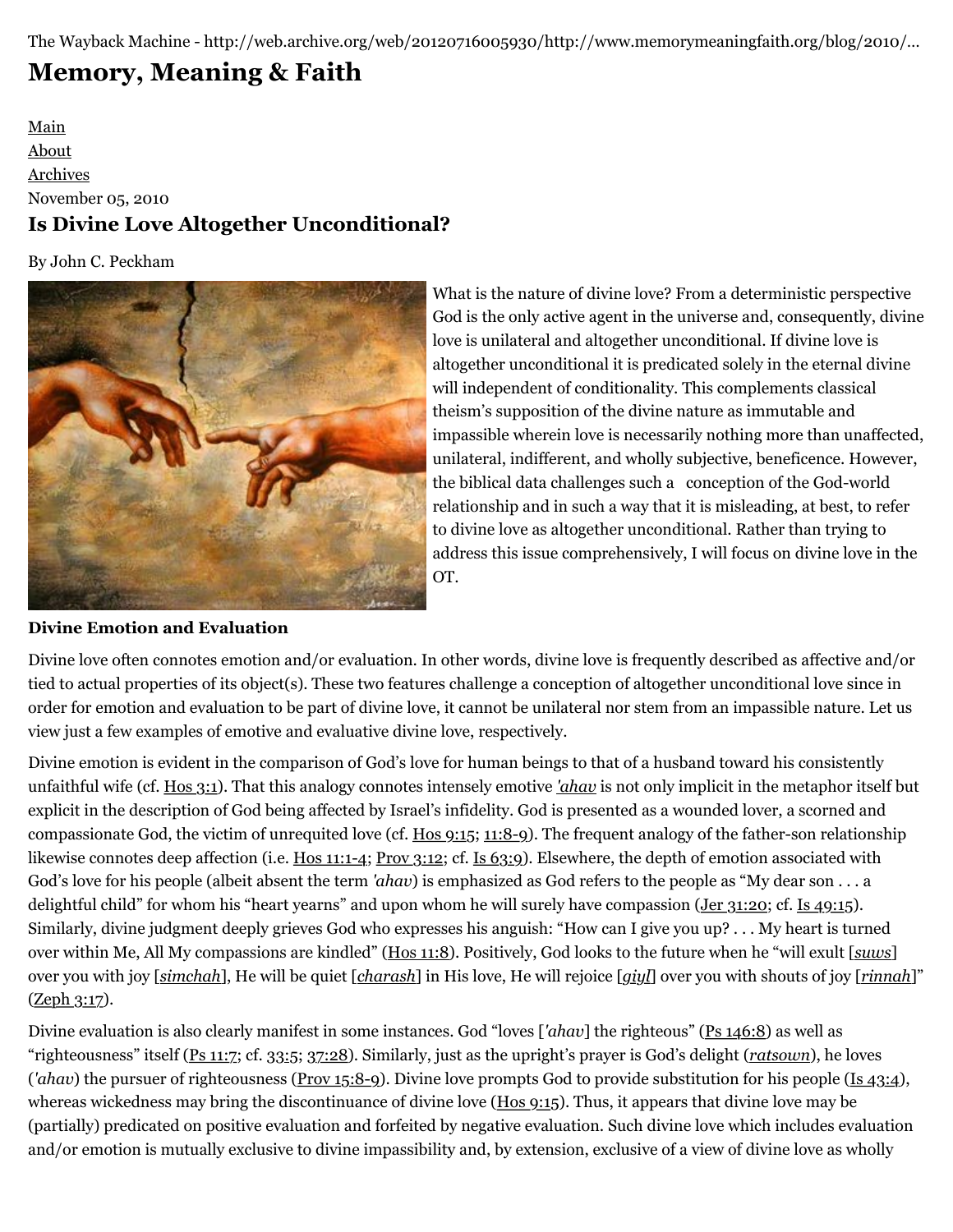The Wayback Machine - http://web.archive.org/web/20120716005930/http://www.memorymeaningfaith.org/blog/2010/...

# Memory, Meaning & Faith

Main
About
Archives

November 05, 2010

## Is Divine Love Altogether Unconditional?

By John C. Peckham

What is the nature of divine love? From a deterministic perspective God is the only active agent in the universe and, consequently, divine love is unilateral and altogether unconditional. If divine love is altogether unconditional it is predicated solely in the eternal divine will independent of conditionality. This complements classical theism's supposition of the divine nature as immutable and impassible wherein love is necessarily nothing more than unaffected, unilateral, indifferent, and wholly subjective, beneficence. However, the biblical data challenges such a conception of the God-world relationship and in such a way that it is misleading, at best, to refer to divine love as altogether unconditional. Rather than trying to address this issue comprehensively, I will focus on divine love in the OT.

**Divine Emotion and Evaluation**

Divine love often connotes emotion and/or evaluation. In other words, divine love is frequently described as affective and/or tied to actual properties of its object(s). These two features challenge a conception of altogether unconditional love since in order for emotion and evaluation to be part of divine love, it cannot be unilateral nor stem from an impassible nature. Let us view just a few examples of emotive and evaluative divine love, respectively.

Divine emotion is evident in the comparison of God's love for human beings to that of a husband toward his consistently unfaithful wife (cf. Hos 3:1). That this analogy connotes intensely emotive *'ahav* is not only implicit in the metaphor itself but explicit in the description of God being affected by Israel's infidelity. God is presented as a wounded lover, a scorned and compassionate God, the victim of unrequited love (cf. Hos 9:15; 11:8-9). The frequent analogy of the father-son relationship likewise connotes deep affection (i.e. Hos 11:1-4; Prov 3:12; cf. Is 63:9). Elsewhere, the depth of emotion associated with God's love for his people (albeit absent the term *'ahav*) is emphasized as God refers to the people as "My dear son . . . a delightful child" for whom his "heart yearns" and upon whom he will surely have compassion (Jer 31:20; cf. Is 49:15). Similarly, divine judgment deeply grieves God who expresses his anguish: "How can I give you up? . . . My heart is turned over within Me, All My compassions are kindled" (Hos 11:8). Positively, God looks to the future when he "will exult [*suws*] over you with joy [*simchah*], He will be quiet [*charash*] in His love, He will rejoice [*giyl*] over you with shouts of joy [*rinnah*]" (Zeph 3:17).

Divine evaluation is also clearly manifest in some instances. God "loves [*'ahav*] the righteous" (Ps 146:8) as well as "righteousness" itself (Ps 11:7; cf. 33:5; 37:28). Similarly, just as the upright's prayer is God's delight (*ratsown*), he loves (*'ahav*) the pursuer of righteousness (Prov 15:8-9). Divine love prompts God to provide substitution for his people (Is 43:4), whereas wickedness may bring the discontinuance of divine love (Hos 9:15). Thus, it appears that divine love may be (partially) predicated on positive evaluation and forfeited by negative evaluation. Such divine love which includes evaluation and/or emotion is mutually exclusive to divine impassibility and, by extension, exclusive of a view of divine love as wholly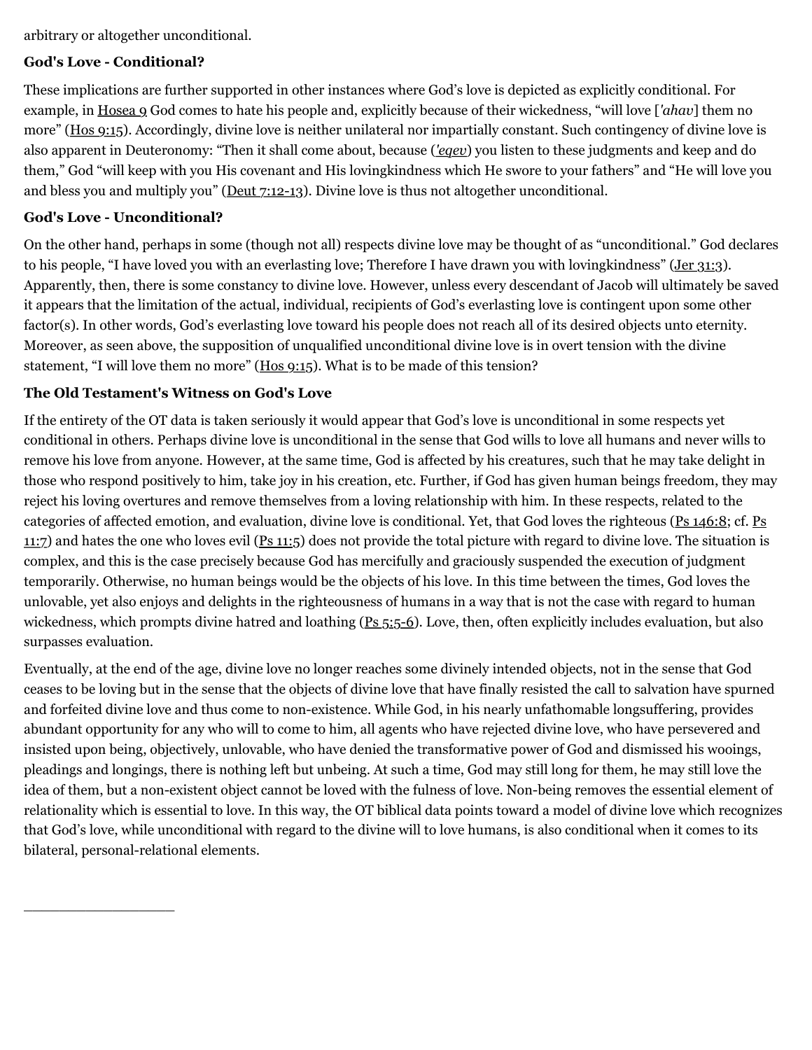arbitrary or altogether unconditional.

**God's Love - Conditional?**

These implications are further supported in other instances where God's love is depicted as explicitly conditional. For example, in Hosea 9 God comes to hate his people and, explicitly because of their wickedness, "will love [*'ahav*] them no more" (Hos 9:15). Accordingly, divine love is neither unilateral nor impartially constant. Such contingency of divine love is also apparent in Deuteronomy: "Then it shall come about, because (*'eqev*) you listen to these judgments and keep and do them," God "will keep with you His covenant and His lovingkindness which He swore to your fathers" and "He will love you and bless you and multiply you" (Deut 7:12-13). Divine love is thus not altogether unconditional.

**God's Love - Unconditional?**

On the other hand, perhaps in some (though not all) respects divine love may be thought of as "unconditional." God declares to his people, "I have loved you with an everlasting love; Therefore I have drawn you with lovingkindness" (Jer 31:3). Apparently, then, there is some constancy to divine love. However, unless every descendant of Jacob will ultimately be saved it appears that the limitation of the actual, individual, recipients of God's everlasting love is contingent upon some other factor(s). In other words, God's everlasting love toward his people does not reach all of its desired objects unto eternity. Moreover, as seen above, the supposition of unqualified unconditional divine love is in overt tension with the divine statement, "I will love them no more" (Hos 9:15). What is to be made of this tension?

**The Old Testament's Witness on God's Love**

If the entirety of the OT data is taken seriously it would appear that God's love is unconditional in some respects yet conditional in others. Perhaps divine love is unconditional in the sense that God wills to love all humans and never wills to remove his love from anyone. However, at the same time, God is affected by his creatures, such that he may take delight in those who respond positively to him, take joy in his creation, etc. Further, if God has given human beings freedom, they may reject his loving overtures and remove themselves from a loving relationship with him. In these respects, related to the categories of affected emotion, and evaluation, divine love is conditional. Yet, that God loves the righteous (Ps 146:8; cf. Ps 11:7) and hates the one who loves evil (Ps 11:5) does not provide the total picture with regard to divine love. The situation is complex, and this is the case precisely because God has mercifully and graciously suspended the execution of judgment temporarily. Otherwise, no human beings would be the objects of his love. In this time between the times, God loves the unlovable, yet also enjoys and delights in the righteousness of humans in a way that is not the case with regard to human wickedness, which prompts divine hatred and loathing (Ps 5:5-6). Love, then, often explicitly includes evaluation, but also surpasses evaluation.

Eventually, at the end of the age, divine love no longer reaches some divinely intended objects, not in the sense that God ceases to be loving but in the sense that the objects of divine love that have finally resisted the call to salvation have spurned and forfeited divine love and thus come to non-existence. While God, in his nearly unfathomable longsuffering, provides abundant opportunity for any who will to come to him, all agents who have rejected divine love, who have persevered and insisted upon being, objectively, unlovable, who have denied the transformative power of God and dismissed his wooings, pleadings and longings, there is nothing left but unbeing. At such a time, God may still long for them, he may still love the idea of them, but a non-existent object cannot be loved with the fulness of love. Non-being removes the essential element of relationality which is essential to love. In this way, the OT biblical data points toward a model of divine love which recognizes that God's love, while unconditional with regard to the divine will to love humans, is also conditional when it comes to its bilateral, personal-relational elements.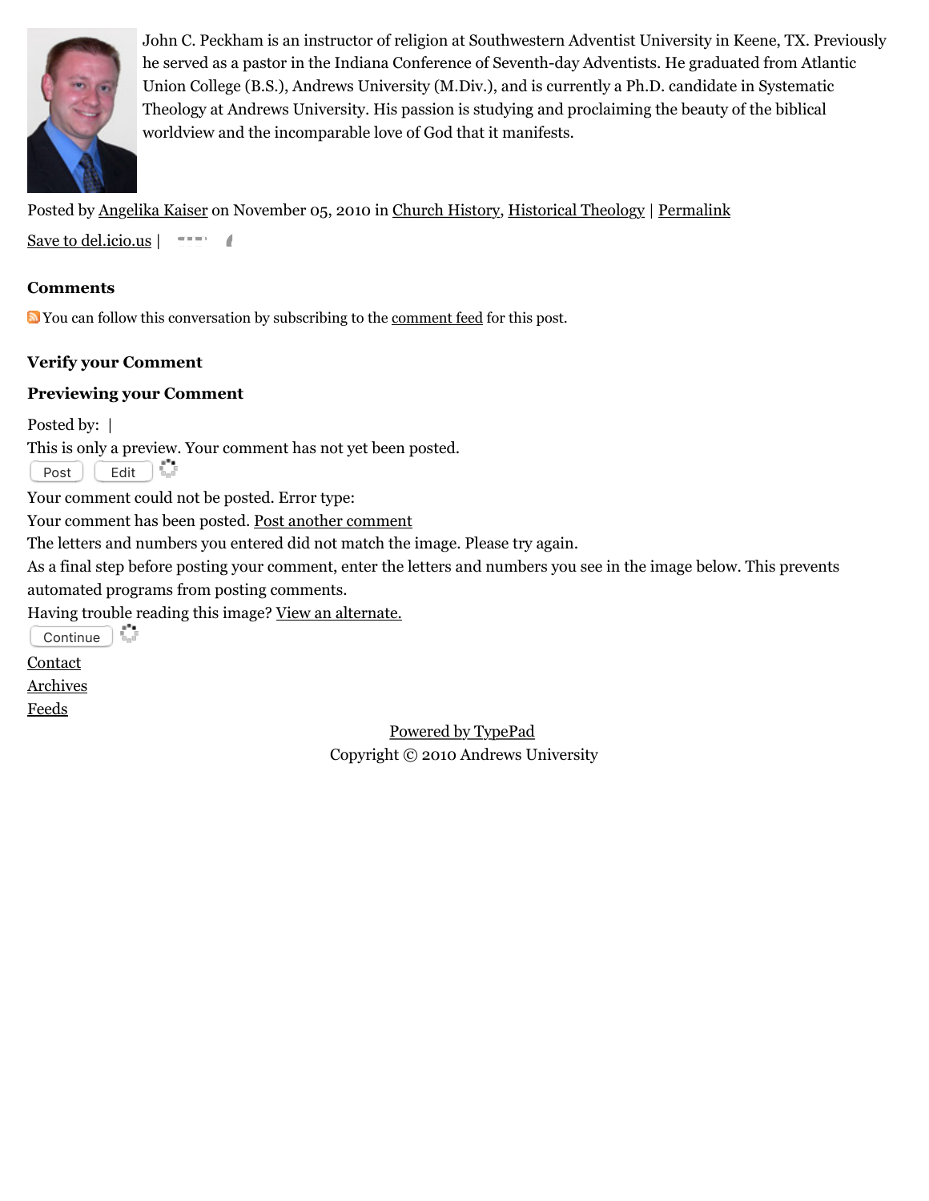John C. Peckham is an instructor of religion at Southwestern Adventist University in Keene, TX. Previously he served as a pastor in the Indiana Conference of Seventh-day Adventists. He graduated from Atlantic Union College (B.S.), Andrews University (M.Div.), and is currently a Ph.D. candidate in Systematic Theology at Andrews University. His passion is studying and proclaiming the beauty of the biblical worldview and the incomparable love of God that it manifests.

Posted by Angelika Kaiser on November 05, 2010 in Church History, Historical Theology | Permalink

Save to del.icio.us |

### Comments

You can follow this conversation by subscribing to the comment feed for this post.

### Verify your Comment

### Previewing your Comment

Posted by: |

This is only a preview. Your comment has not yet been posted.

Post Edit

Your comment could not be posted. Error type:

Your comment has been posted. Post another comment

The letters and numbers you entered did not match the image. Please try again.

As a final step before posting your comment, enter the letters and numbers you see in the image below. This prevents automated programs from posting comments.

Having trouble reading this image? View an alternate.

Continue

Contact

Archives

Feeds

Powered by TypePad

Copyright © 2010 Andrews University